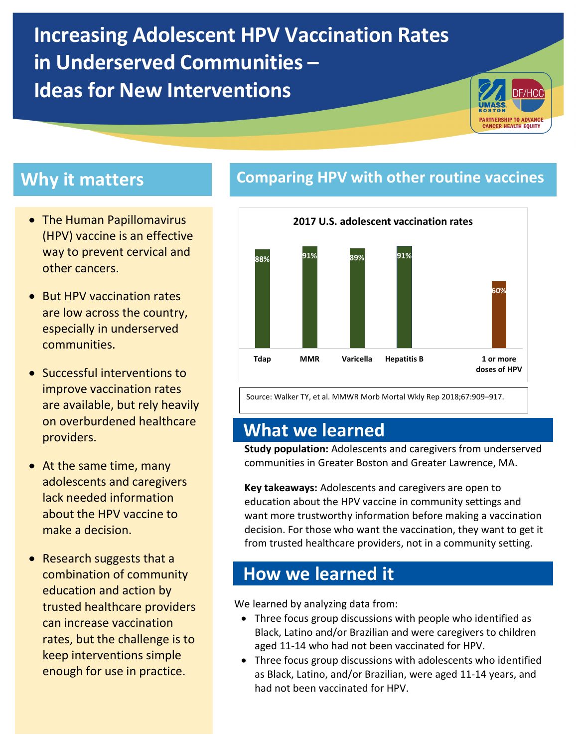# Increasing Adolescent HPV Vaccination Rates in Underserved Communities – Ideas for New Interventions

UMASS BOSTON | DF/HCC
PARTNERSHIP TO ADVANCE CANCER HEALTH EQUITY

## Why it matters

- The Human Papillomavirus (HPV) vaccine is an effective way to prevent cervical and other cancers.
- But HPV vaccination rates are low across the country, especially in underserved communities.
- Successful interventions to improve vaccination rates are available, but rely heavily on overburdened healthcare providers.
- At the same time, many adolescents and caregivers lack needed information about the HPV vaccine to make a decision.
- Research suggests that a combination of community education and action by trusted healthcare providers can increase vaccination rates, but the challenge is to keep interventions simple enough for use in practice.

## Comparing HPV with other routine vaccines

**2017 U.S. adolescent vaccination rates**

| Vaccine | Rate |
|---|---|
| Tdap | 88% |
| MMR | 91% |
| Varicella | 89% |
| Hepatitis B | 91% |
| 1 or more doses of HPV | 60% |

Source: Walker TY, et al. MMWR Morb Mortal Wkly Rep 2018;67:909–917.

## What we learned

**Study population:** Adolescents and caregivers from underserved communities in Greater Boston and Greater Lawrence, MA.

**Key takeaways:** Adolescents and caregivers are open to education about the HPV vaccine in community settings and want more trustworthy information before making a vaccination decision. For those who want the vaccination, they want to get it from trusted healthcare providers, not in a community setting.

## How we learned it

We learned by analyzing data from:

- Three focus group discussions with people who identified as Black, Latino and/or Brazilian and were caregivers to children aged 11-14 who had not been vaccinated for HPV.
- Three focus group discussions with adolescents who identified as Black, Latino, and/or Brazilian, were aged 11-14 years, and had not been vaccinated for HPV.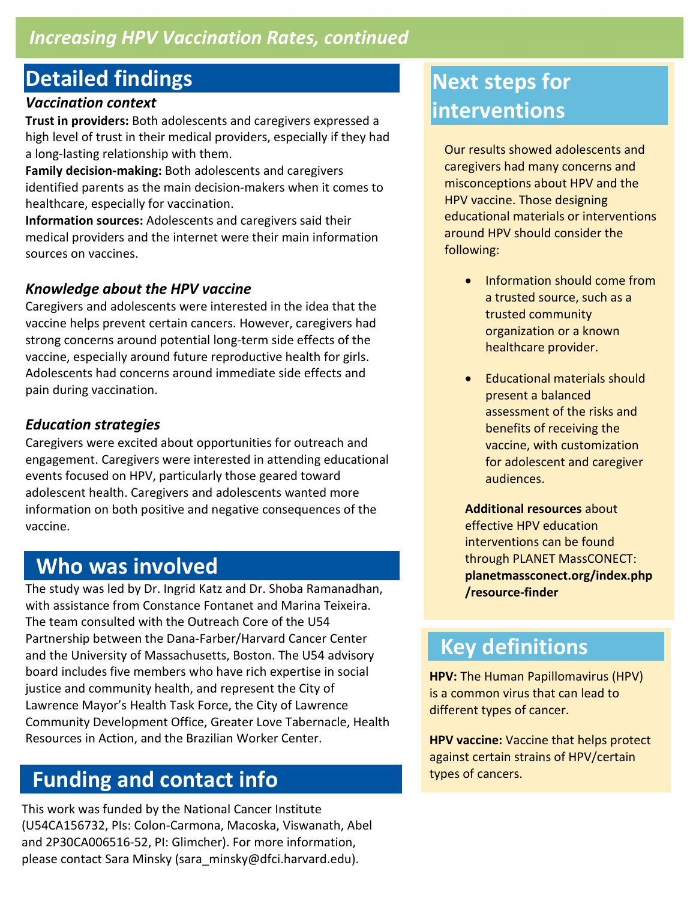*Increasing HPV Vaccination Rates, continued*

# Detailed findings

### *Vaccination context*

**Trust in providers:** Both adolescents and caregivers expressed a high level of trust in their medical providers, especially if they had a long-lasting relationship with them.

**Family decision-making:** Both adolescents and caregivers identified parents as the main decision-makers when it comes to healthcare, especially for vaccination.

**Information sources:** Adolescents and caregivers said their medical providers and the internet were their main information sources on vaccines.

### *Knowledge about the HPV vaccine*

Caregivers and adolescents were interested in the idea that the vaccine helps prevent certain cancers. However, caregivers had strong concerns around potential long-term side effects of the vaccine, especially around future reproductive health for girls. Adolescents had concerns around immediate side effects and pain during vaccination.

### *Education strategies*

Caregivers were excited about opportunities for outreach and engagement. Caregivers were interested in attending educational events focused on HPV, particularly those geared toward adolescent health. Caregivers and adolescents wanted more information on both positive and negative consequences of the vaccine.

# Who was involved

The study was led by Dr. Ingrid Katz and Dr. Shoba Ramanadhan, with assistance from Constance Fontanet and Marina Teixeira. The team consulted with the Outreach Core of the U54 Partnership between the Dana-Farber/Harvard Cancer Center and the University of Massachusetts, Boston. The U54 advisory board includes five members who have rich expertise in social justice and community health, and represent the City of Lawrence Mayor's Health Task Force, the City of Lawrence Community Development Office, Greater Love Tabernacle, Health Resources in Action, and the Brazilian Worker Center.

# Funding and contact info

This work was funded by the National Cancer Institute (U54CA156732, PIs: Colon-Carmona, Macoska, Viswanath, Abel and 2P30CA006516-52, PI: Glimcher). For more information, please contact Sara Minsky (sara_minsky@dfci.harvard.edu).

# Next steps for interventions

Our results showed adolescents and caregivers had many concerns and misconceptions about HPV and the HPV vaccine. Those designing educational materials or interventions around HPV should consider the following:

- Information should come from a trusted source, such as a trusted community organization or a known healthcare provider.
- Educational materials should present a balanced assessment of the risks and benefits of receiving the vaccine, with customization for adolescent and caregiver audiences.

**Additional resources** about effective HPV education interventions can be found through PLANET MassCONECT: **planetmassconect.org/index.php/resource-finder**

# Key definitions

**HPV:** The Human Papillomavirus (HPV) is a common virus that can lead to different types of cancer.

**HPV vaccine:** Vaccine that helps protect against certain strains of HPV/certain types of cancers.